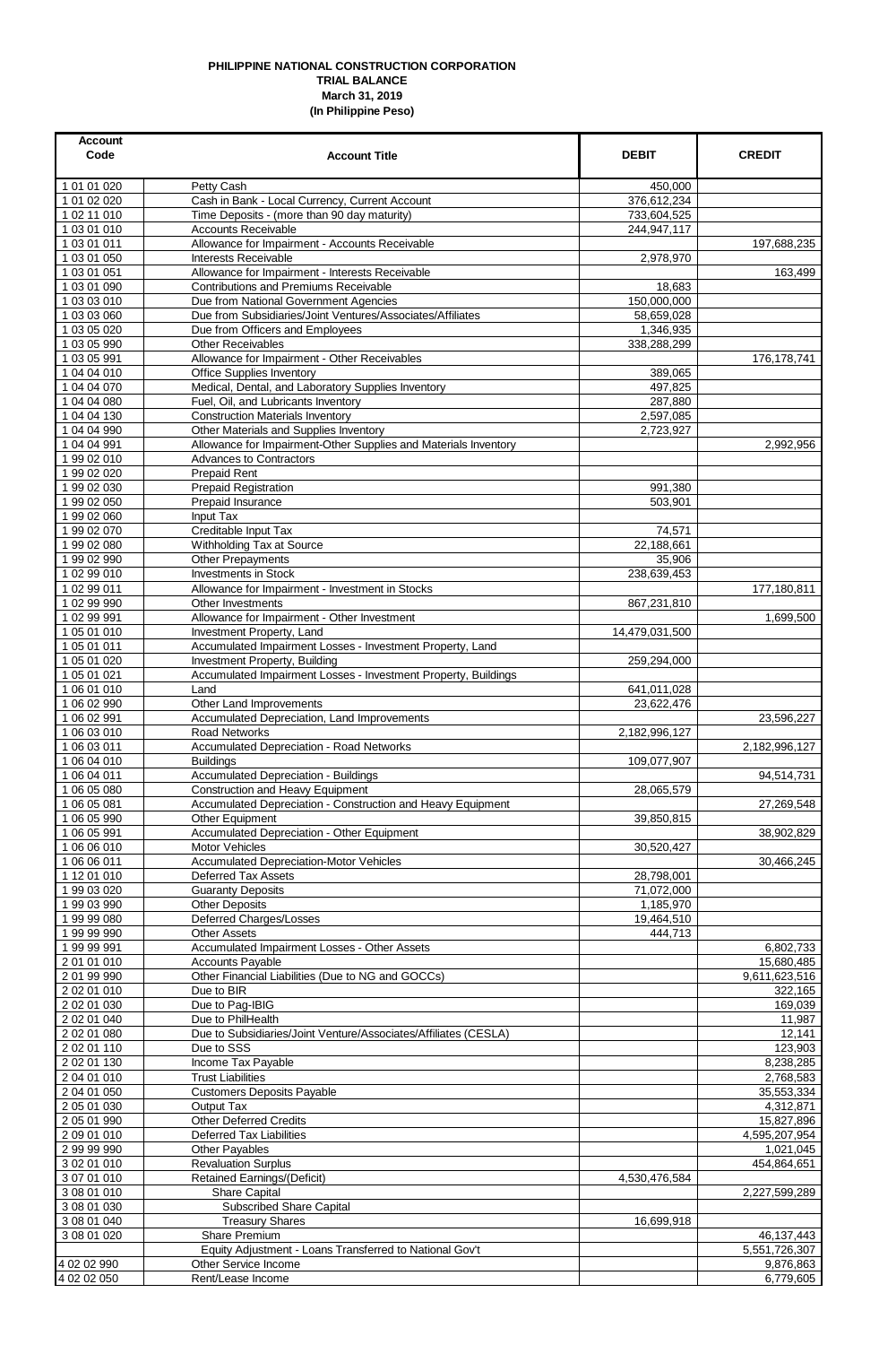**PHILIPPINE NATIONAL CONSTRUCTION CORPORATION**
**TRIAL BALANCE**
**March 31, 2019**
**(In Philippine Peso)**

| Account Code | Account Title | DEBIT | CREDIT |
|---|---|---|---|
| 1 01 01 020 | Petty Cash | 450,000 | |
| 1 01 02 020 | Cash in Bank - Local Currency, Current Account | 376,612,234 | |
| 1 02 11 010 | Time Deposits - (more than 90 day maturity) | 733,604,525 | |
| 1 03 01 010 | Accounts Receivable | 244,947,117 | |
| 1 03 01 011 | Allowance for Impairment - Accounts Receivable | | 197,688,235 |
| 1 03 01 050 | Interests Receivable | 2,978,970 | |
| 1 03 01 051 | Allowance for Impairment - Interests Receivable | | 163,499 |
| 1 03 01 090 | Contributions and Premiums Receivable | 18,683 | |
| 1 03 03 010 | Due from National Government Agencies | 150,000,000 | |
| 1 03 03 060 | Due from Subsidiaries/Joint Ventures/Associates/Affiliates | 58,659,028 | |
| 1 03 05 020 | Due from Officers and Employees | 1,346,935 | |
| 1 03 05 990 | Other Receivables | 338,288,299 | |
| 1 03 05 991 | Allowance for Impairment - Other Receivables | | 176,178,741 |
| 1 04 04 010 | Office Supplies Inventory | 389,065 | |
| 1 04 04 070 | Medical, Dental, and Laboratory Supplies Inventory | 497,825 | |
| 1 04 04 080 | Fuel, Oil, and Lubricants Inventory | 287,880 | |
| 1 04 04 130 | Construction Materials Inventory | 2,597,085 | |
| 1 04 04 990 | Other Materials and Supplies Inventory | 2,723,927 | |
| 1 04 04 991 | Allowance for Impairment-Other Supplies and Materials Inventory | | 2,992,956 |
| 1 99 02 010 | Advances to Contractors | | |
| 1 99 02 020 | Prepaid Rent | | |
| 1 99 02 030 | Prepaid Registration | 991,380 | |
| 1 99 02 050 | Prepaid Insurance | 503,901 | |
| 1 99 02 060 | Input Tax | | |
| 1 99 02 070 | Creditable Input Tax | 74,571 | |
| 1 99 02 080 | Withholding Tax at Source | 22,188,661 | |
| 1 99 02 990 | Other Prepayments | 35,906 | |
| 1 02 99 010 | Investments in Stock | 238,639,453 | |
| 1 02 99 011 | Allowance for Impairment - Investment in Stocks | | 177,180,811 |
| 1 02 99 990 | Other Investments | 867,231,810 | |
| 1 02 99 991 | Allowance for Impairment - Other Investment | | 1,699,500 |
| 1 05 01 010 | Investment Property, Land | 14,479,031,500 | |
| 1 05 01 011 | Accumulated Impairment Losses - Investment Property, Land | | |
| 1 05 01 020 | Investment Property, Building | 259,294,000 | |
| 1 05 01 021 | Accumulated Impairment Losses - Investment Property, Buildings | | |
| 1 06 01 010 | Land | 641,011,028 | |
| 1 06 02 990 | Other Land Improvements | 23,622,476 | |
| 1 06 02 991 | Accumulated Depreciation, Land Improvements | | 23,596,227 |
| 1 06 03 010 | Road Networks | 2,182,996,127 | |
| 1 06 03 011 | Accumulated Depreciation - Road Networks | | 2,182,996,127 |
| 1 06 04 010 | Buildings | 109,077,907 | |
| 1 06 04 011 | Accumulated Depreciation - Buildings | | 94,514,731 |
| 1 06 05 080 | Construction and Heavy Equipment | 28,065,579 | |
| 1 06 05 081 | Accumulated Depreciation - Construction and Heavy Equipment | | 27,269,548 |
| 1 06 05 990 | Other Equipment | 39,850,815 | |
| 1 06 05 991 | Accumulated Depreciation - Other Equipment | | 38,902,829 |
| 1 06 06 010 | Motor Vehicles | 30,520,427 | |
| 1 06 06 011 | Accumulated Depreciation-Motor Vehicles | | 30,466,245 |
| 1 12 01 010 | Deferred Tax Assets | 28,798,001 | |
| 1 99 03 020 | Guaranty Deposits | 71,072,000 | |
| 1 99 03 990 | Other Deposits | 1,185,970 | |
| 1 99 99 080 | Deferred Charges/Losses | 19,464,510 | |
| 1 99 99 990 | Other Assets | 444,713 | |
| 1 99 99 991 | Accumulated Impairment Losses - Other Assets | | 6,802,733 |
| 2 01 01 010 | Accounts Payable | | 15,680,485 |
| 2 01 99 990 | Other Financial Liabilities (Due to NG and GOCCs) | | 9,611,623,516 |
| 2 02 01 010 | Due to BIR | | 322,165 |
| 2 02 01 030 | Due to Pag-IBIG | | 169,039 |
| 2 02 01 040 | Due to PhilHealth | | 11,987 |
| 2 02 01 080 | Due to Subsidiaries/Joint Venture/Associates/Affiliates (CESLA) | | 12,141 |
| 2 02 01 110 | Due to SSS | | 123,903 |
| 2 02 01 130 | Income Tax Payable | | 8,238,285 |
| 2 04 01 010 | Trust Liabilities | | 2,768,583 |
| 2 04 01 050 | Customers Deposits Payable | | 35,553,334 |
| 2 05 01 030 | Output Tax | | 4,312,871 |
| 2 05 01 990 | Other Deferred Credits | | 15,827,896 |
| 2 09 01 010 | Deferred Tax Liabilities | | 4,595,207,954 |
| 2 99 99 990 | Other Payables | | 1,021,045 |
| 3 02 01 010 | Revaluation Surplus | | 454,864,651 |
| 3 07 01 010 | Retained Earnings/(Deficit) | 4,530,476,584 | |
| 3 08 01 010 | Share Capital | | 2,227,599,289 |
| 3 08 01 030 | Subscribed Share Capital | | |
| 3 08 01 040 | Treasury Shares | 16,699,918 | |
| 3 08 01 020 | Share Premium | | 46,137,443 |
| | Equity Adjustment - Loans Transferred to National Gov't | | 5,551,726,307 |
| 4 02 02 990 | Other Service Income | | 9,876,863 |
| 4 02 02 050 | Rent/Lease Income | | 6,779,605 |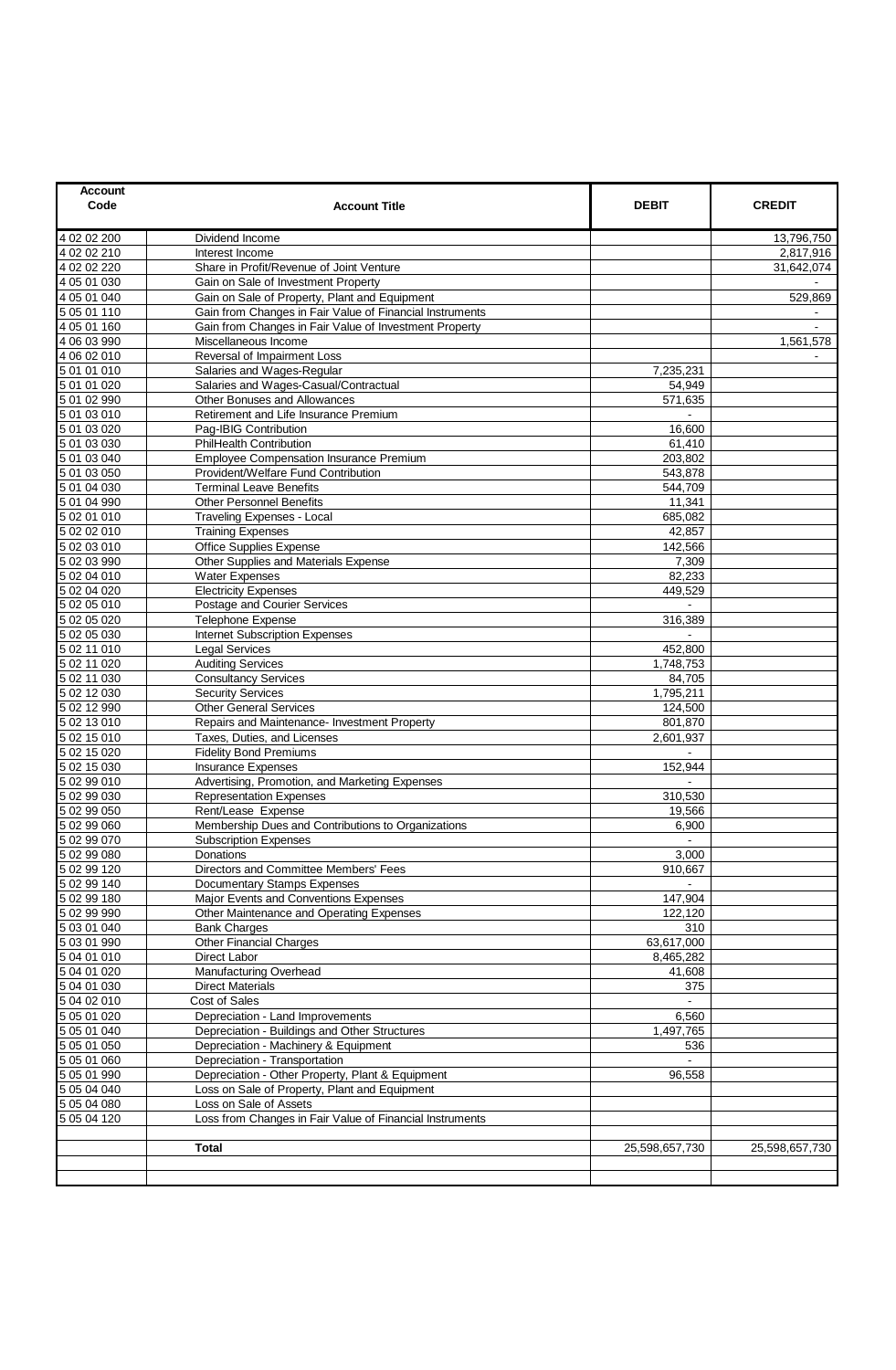| Account Code | Account Title | DEBIT | CREDIT |
|---|---|---|---|
| 4 02 02 200 | Dividend Income | | 13,796,750 |
| 4 02 02 210 | Interest Income | | 2,817,916 |
| 4 02 02 220 | Share in Profit/Revenue of Joint Venture | | 31,642,074 |
| 4 05 01 030 | Gain on Sale of Investment Property | | - |
| 4 05 01 040 | Gain on Sale of Property, Plant and Equipment | | 529,869 |
| 5 05 01 110 | Gain from Changes in Fair Value of Financial Instruments | | - |
| 4 05 01 160 | Gain from Changes in Fair Value of Investment Property | | - |
| 4 06 03 990 | Miscellaneous Income | | 1,561,578 |
| 4 06 02 010 | Reversal of Impairment Loss | | - |
| 5 01 01 010 | Salaries and Wages-Regular | 7,235,231 | |
| 5 01 01 020 | Salaries and Wages-Casual/Contractual | 54,949 | |
| 5 01 02 990 | Other Bonuses and Allowances | 571,635 | |
| 5 01 03 010 | Retirement and Life Insurance Premium | - | |
| 5 01 03 020 | Pag-IBIG Contribution | 16,600 | |
| 5 01 03 030 | PhilHealth Contribution | 61,410 | |
| 5 01 03 040 | Employee Compensation Insurance Premium | 203,802 | |
| 5 01 03 050 | Provident/Welfare Fund Contribution | 543,878 | |
| 5 01 04 030 | Terminal Leave Benefits | 544,709 | |
| 5 01 04 990 | Other Personnel Benefits | 11,341 | |
| 5 02 01 010 | Traveling Expenses - Local | 685,082 | |
| 5 02 02 010 | Training Expenses | 42,857 | |
| 5 02 03 010 | Office Supplies Expense | 142,566 | |
| 5 02 03 990 | Other Supplies and Materials Expense | 7,309 | |
| 5 02 04 010 | Water Expenses | 82,233 | |
| 5 02 04 020 | Electricity Expenses | 449,529 | |
| 5 02 05 010 | Postage and Courier Services | - | |
| 5 02 05 020 | Telephone Expense | 316,389 | |
| 5 02 05 030 | Internet Subscription Expenses | - | |
| 5 02 11 010 | Legal Services | 452,800 | |
| 5 02 11 020 | Auditing Services | 1,748,753 | |
| 5 02 11 030 | Consultancy Services | 84,705 | |
| 5 02 12 030 | Security Services | 1,795,211 | |
| 5 02 12 990 | Other General Services | 124,500 | |
| 5 02 13 010 | Repairs and Maintenance- Investment Property | 801,870 | |
| 5 02 15 010 | Taxes, Duties, and Licenses | 2,601,937 | |
| 5 02 15 020 | Fidelity Bond Premiums | - | |
| 5 02 15 030 | Insurance Expenses | 152,944 | |
| 5 02 99 010 | Advertising, Promotion, and Marketing Expenses | - | |
| 5 02 99 030 | Representation Expenses | 310,530 | |
| 5 02 99 050 | Rent/Lease Expense | 19,566 | |
| 5 02 99 060 | Membership Dues and Contributions to Organizations | 6,900 | |
| 5 02 99 070 | Subscription Expenses | - | |
| 5 02 99 080 | Donations | 3,000 | |
| 5 02 99 120 | Directors and Committee Members' Fees | 910,667 | |
| 5 02 99 140 | Documentary Stamps Expenses | - | |
| 5 02 99 180 | Major Events and Conventions Expenses | 147,904 | |
| 5 02 99 990 | Other Maintenance and Operating Expenses | 122,120 | |
| 5 03 01 040 | Bank Charges | 310 | |
| 5 03 01 990 | Other Financial Charges | 63,617,000 | |
| 5 04 01 010 | Direct Labor | 8,465,282 | |
| 5 04 01 020 | Manufacturing Overhead | 41,608 | |
| 5 04 01 030 | Direct Materials | 375 | |
| 5 04 02 010 | Cost of Sales | - | |
| 5 05 01 020 | Depreciation - Land Improvements | 6,560 | |
| 5 05 01 040 | Depreciation - Buildings and Other Structures | 1,497,765 | |
| 5 05 01 050 | Depreciation - Machinery & Equipment | 536 | |
| 5 05 01 060 | Depreciation - Transportation | - | |
| 5 05 01 990 | Depreciation - Other Property, Plant & Equipment | 96,558 | |
| 5 05 04 040 | Loss on Sale of Property, Plant and Equipment | | |
| 5 05 04 080 | Loss on Sale of Assets | | |
| 5 05 04 120 | Loss from Changes in Fair Value of Financial Instruments | | |
| | | | |
| | **Total** | 25,598,657,730 | 25,598,657,730 |